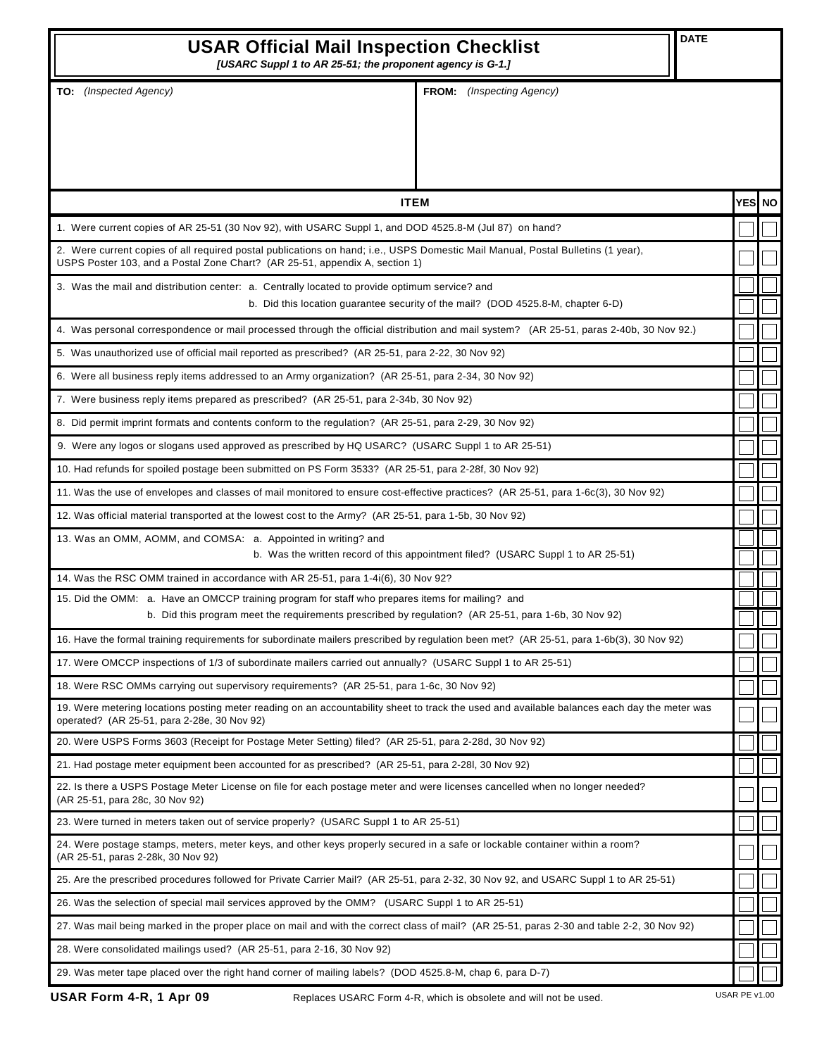# USAR Official Mail Inspection Checklist

***[USARC Suppl 1 to AR 25-51; the proponent agency is G-1.]***

**DATE**

| **TO:** *(Inspected Agency)* | **FROM:** *(Inspecting Agency)* |
|---|---|
| | |

| ITEM | YES | NO |
|---|---|---|
| 1. Were current copies of AR 25-51 (30 Nov 92), with USARC Suppl 1, and DOD 4525.8-M (Jul 87) on hand? | ☐ | ☐ |
| 2. Were current copies of all required postal publications on hand; i.e., USPS Domestic Mail Manual, Postal Bulletins (1 year), USPS Poster 103, and a Postal Zone Chart? (AR 25-51, appendix A, section 1) | ☐ | ☐ |
| 3. Was the mail and distribution center: a. Centrally located to provide optimum service? and | ☐ | ☐ |
| b. Did this location guarantee security of the mail? (DOD 4525.8-M, chapter 6-D) | ☐ | ☐ |
| 4. Was personal correspondence or mail processed through the official distribution and mail system? (AR 25-51, paras 2-40b, 30 Nov 92.) | ☐ | ☐ |
| 5. Was unauthorized use of official mail reported as prescribed? (AR 25-51, para 2-22, 30 Nov 92) | ☐ | ☐ |
| 6. Were all business reply items addressed to an Army organization? (AR 25-51, para 2-34, 30 Nov 92) | ☐ | ☐ |
| 7. Were business reply items prepared as prescribed? (AR 25-51, para 2-34b, 30 Nov 92) | ☐ | ☐ |
| 8. Did permit imprint formats and contents conform to the regulation? (AR 25-51, para 2-29, 30 Nov 92) | ☐ | ☐ |
| 9. Were any logos or slogans used approved as prescribed by HQ USARC? (USARC Suppl 1 to AR 25-51) | ☐ | ☐ |
| 10. Had refunds for spoiled postage been submitted on PS Form 3533? (AR 25-51, para 2-28f, 30 Nov 92) | ☐ | ☐ |
| 11. Was the use of envelopes and classes of mail monitored to ensure cost-effective practices? (AR 25-51, para 1-6c(3), 30 Nov 92) | ☐ | ☐ |
| 12. Was official material transported at the lowest cost to the Army? (AR 25-51, para 1-5b, 30 Nov 92) | ☐ | ☐ |
| 13. Was an OMM, AOMM, and COMSA: a. Appointed in writing? and | ☐ | ☐ |
| b. Was the written record of this appointment filed? (USARC Suppl 1 to AR 25-51) | ☐ | ☐ |
| 14. Was the RSC OMM trained in accordance with AR 25-51, para 1-4i(6), 30 Nov 92? | ☐ | ☐ |
| 15. Did the OMM: a. Have an OMCCP training program for staff who prepares items for mailing? and | ☐ | ☐ |
| b. Did this program meet the requirements prescribed by regulation? (AR 25-51, para 1-6b, 30 Nov 92) | ☐ | ☐ |
| 16. Have the formal training requirements for subordinate mailers prescribed by regulation been met? (AR 25-51, para 1-6b(3), 30 Nov 92) | ☐ | ☐ |
| 17. Were OMCCP inspections of 1/3 of subordinate mailers carried out annually? (USARC Suppl 1 to AR 25-51) | ☐ | ☐ |
| 18. Were RSC OMMs carrying out supervisory requirements? (AR 25-51, para 1-6c, 30 Nov 92) | ☐ | ☐ |
| 19. Were metering locations posting meter reading on an accountability sheet to track the used and available balances each day the meter was operated? (AR 25-51, para 2-28e, 30 Nov 92) | ☐ | ☐ |
| 20. Were USPS Forms 3603 (Receipt for Postage Meter Setting) filed? (AR 25-51, para 2-28d, 30 Nov 92) | ☐ | ☐ |
| 21. Had postage meter equipment been accounted for as prescribed? (AR 25-51, para 2-28l, 30 Nov 92) | ☐ | ☐ |
| 22. Is there a USPS Postage Meter License on file for each postage meter and were licenses cancelled when no longer needed? (AR 25-51, para 28c, 30 Nov 92) | ☐ | ☐ |
| 23. Were turned in meters taken out of service properly? (USARC Suppl 1 to AR 25-51) | ☐ | ☐ |
| 24. Were postage stamps, meters, meter keys, and other keys properly secured in a safe or lockable container within a room? (AR 25-51, paras 2-28k, 30 Nov 92) | ☐ | ☐ |
| 25. Are the prescribed procedures followed for Private Carrier Mail? (AR 25-51, para 2-32, 30 Nov 92, and USARC Suppl 1 to AR 25-51) | ☐ | ☐ |
| 26. Was the selection of special mail services approved by the OMM? (USARC Suppl 1 to AR 25-51) | ☐ | ☐ |
| 27. Was mail being marked in the proper place on mail and with the correct class of mail? (AR 25-51, paras 2-30 and table 2-2, 30 Nov 92) | ☐ | ☐ |
| 28. Were consolidated mailings used? (AR 25-51, para 2-16, 30 Nov 92) | ☐ | ☐ |
| 29. Was meter tape placed over the right hand corner of mailing labels? (DOD 4525.8-M, chap 6, para D-7) | ☐ | ☐ |

**USAR Form 4-R, 1 Apr 09** Replaces USARC Form 4-R, which is obsolete and will not be used. USAR PE v1.00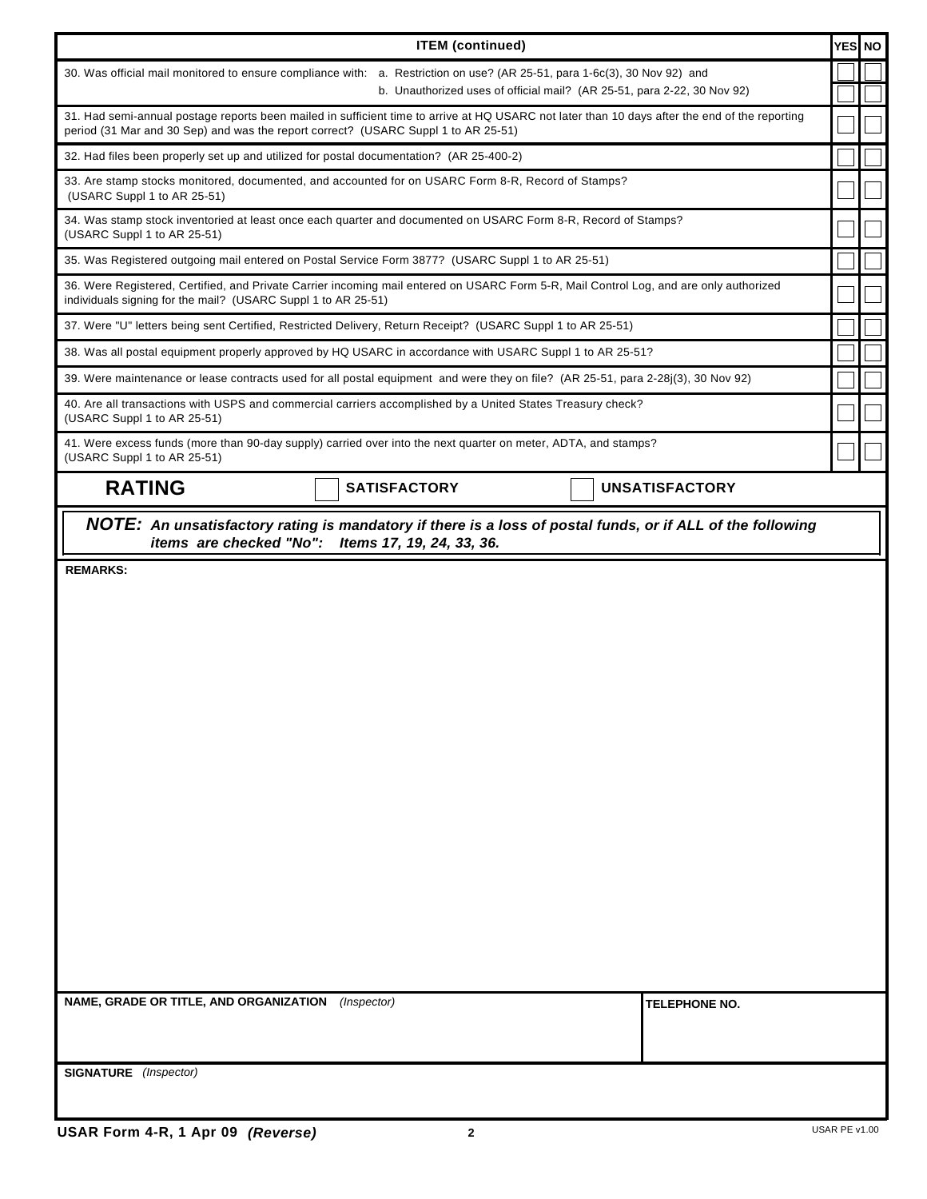| ITEM (continued) | YES | NO |
| --- | --- | --- |
| 30. Was official mail monitored to ensure compliance with: a. Restriction on use? (AR 25-51, para 1-6c(3), 30 Nov 92) and | | |
| b. Unauthorized uses of official mail? (AR 25-51, para 2-22, 30 Nov 92) | | |
| 31. Had semi-annual postage reports been mailed in sufficient time to arrive at HQ USARC not later than 10 days after the end of the reporting period (31 Mar and 30 Sep) and was the report correct? (USARC Suppl 1 to AR 25-51) | | |
| 32. Had files been properly set up and utilized for postal documentation? (AR 25-400-2) | | |
| 33. Are stamp stocks monitored, documented, and accounted for on USARC Form 8-R, Record of Stamps? (USARC Suppl 1 to AR 25-51) | | |
| 34. Was stamp stock inventoried at least once each quarter and documented on USARC Form 8-R, Record of Stamps? (USARC Suppl 1 to AR 25-51) | | |
| 35. Was Registered outgoing mail entered on Postal Service Form 3877? (USARC Suppl 1 to AR 25-51) | | |
| 36. Were Registered, Certified, and Private Carrier incoming mail entered on USARC Form 5-R, Mail Control Log, and are only authorized individuals signing for the mail? (USARC Suppl 1 to AR 25-51) | | |
| 37. Were "U" letters being sent Certified, Restricted Delivery, Return Receipt? (USARC Suppl 1 to AR 25-51) | | |
| 38. Was all postal equipment properly approved by HQ USARC in accordance with USARC Suppl 1 to AR 25-51? | | |
| 39. Were maintenance or lease contracts used for all postal equipment and were they on file? (AR 25-51, para 2-28j(3), 30 Nov 92) | | |
| 40. Are all transactions with USPS and commercial carriers accomplished by a United States Treasury check? (USARC Suppl 1 to AR 25-51) | | |
| 41. Were excess funds (more than 90-day supply) carried over into the next quarter on meter, ADTA, and stamps? (USARC Suppl 1 to AR 25-51) | | |

**RATING** ☐ **SATISFACTORY** ☐ **UNSATISFACTORY**

***NOTE:* An unsatisfactory rating is mandatory if there is a loss of postal funds, or if ALL of the following items are checked "No": Items 17, 19, 24, 33, 36.**

**REMARKS:**

| NAME, GRADE OR TITLE, AND ORGANIZATION *(Inspector)* | TELEPHONE NO. |
| --- | --- |
| | |

**SIGNATURE** *(Inspector)*

**USAR Form 4-R, 1 Apr 09** ***(Reverse)***

USAR PE v1.00